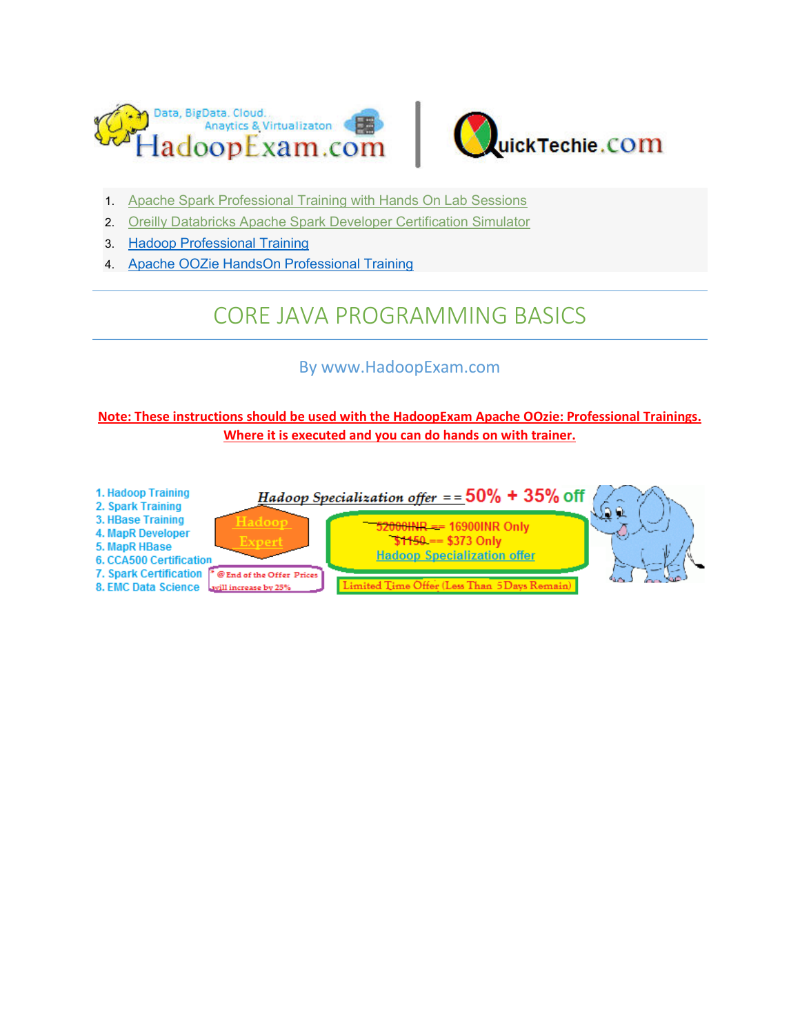1. Apache Spark Professional Training with Hands On Lab Sessions
2. Oreilly Databricks Apache Spark Developer Certification Simulator
3. Hadoop Professional Training
4. Apache OOZie HandsOn Professional Training

# CORE JAVA PROGRAMMING BASICS

By www.HadoopExam.com

**Note: These instructions should be used with the HadoopExam Apache OOzie: Professional Trainings. Where it is executed and you can do hands on with trainer.**

1. Hadoop Training
2. Spark Training
3. HBase Training
4. MapR Developer
5. MapR HBase
6. CCA500 Certification
7. Spark Certification
8. EMC Data Science

Hadoop Expert

*Hadoop Specialization offer* == 50% + 35% off

~~52000INR~~ == 16900INR Only
~~$1150~~ == $373 Only
Hadoop Specialization offer

* @ End of the Offer Prices will increase by 25%

Limited Time Offer (Less Than 5Days Remain)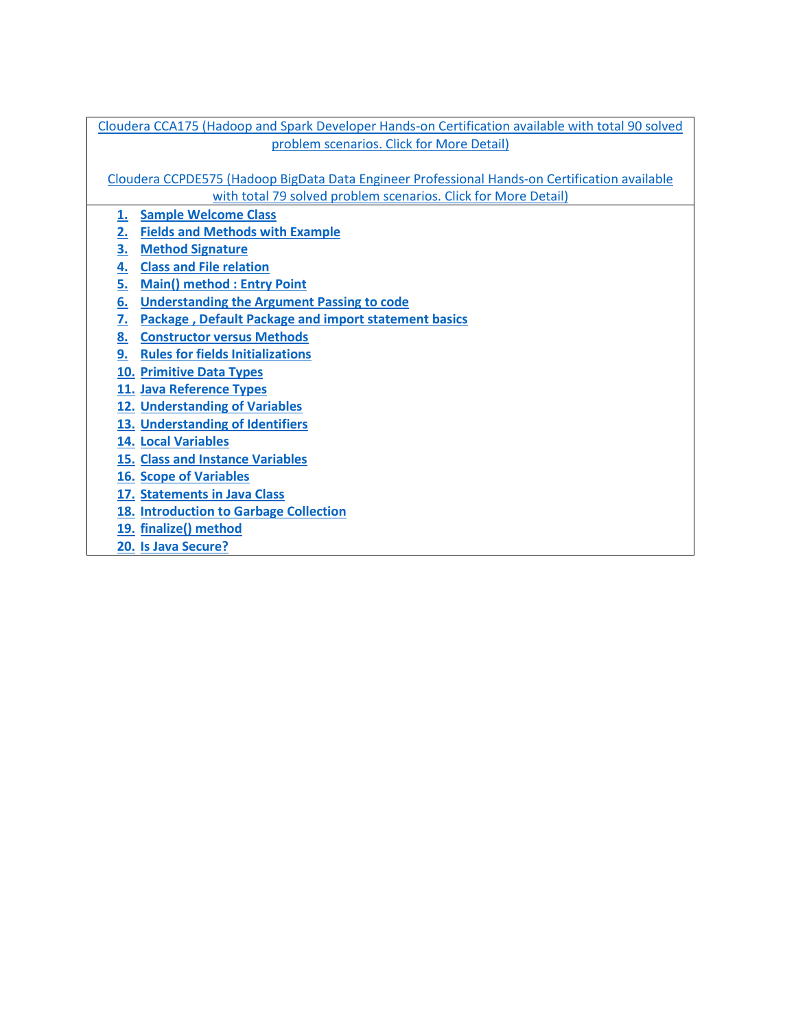| Cloudera CCA175 (Hadoop and Spark Developer Hands-on Certification available with total 90 solved problem scenarios. Click for More Detail)<br><br>Cloudera CCPDE575 (Hadoop BigData Data Engineer Professional Hands-on Certification available with total 79 solved problem scenarios. Click for More Detail) |
|---|
| 1. **Sample Welcome Class**<br>2. **Fields and Methods with Example**<br>3. **Method Signature**<br>4. **Class and File relation**<br>5. **Main() method : Entry Point**<br>6. **Understanding the Argument Passing to code**<br>7. **Package , Default Package and import statement basics**<br>8. **Constructor versus Methods**<br>9. **Rules for fields Initializations**<br>10. **Primitive Data Types**<br>11. **Java Reference Types**<br>12. **Understanding of Variables**<br>13. **Understanding of Identifiers**<br>14. **Local Variables**<br>15. **Class and Instance Variables**<br>16. **Scope of Variables**<br>17. **Statements in Java Class**<br>18. **Introduction to Garbage Collection**<br>19. **finalize() method**<br>20. **Is Java Secure?** |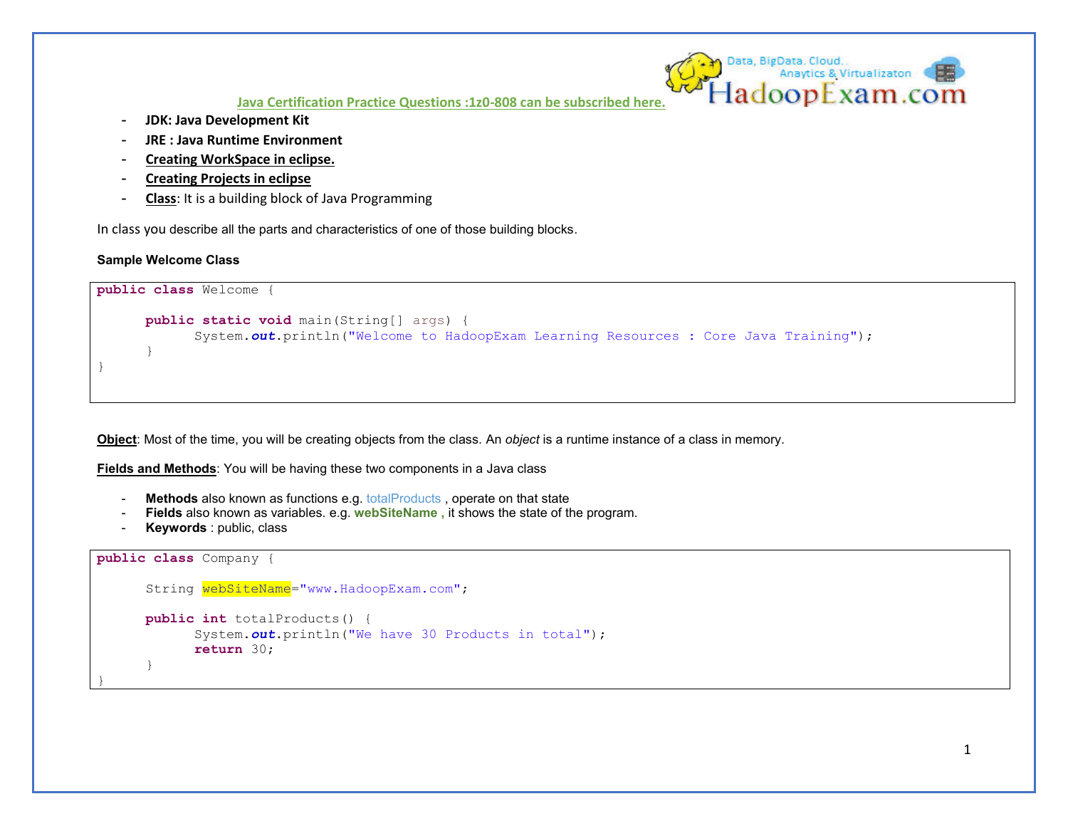Java Certification Practice Questions :1z0-808 can be subscribed here.

- **JDK: Java Development Kit**
- **JRE : Java Runtime Environment**
- **Creating WorkSpace in eclipse.**
- **Creating Projects in eclipse**
- **Class**: It is a building block of Java Programming

In class you describe all the parts and characteristics of one of those building blocks.

**Sample Welcome Class**

```
public class Welcome {

      public static void main(String[] args) {
            System.out.println("Welcome to HadoopExam Learning Resources : Core Java Training");
      }
}
```

**Object**: Most of the time, you will be creating objects from the class. An *object* is a runtime instance of a class in memory.

**Fields and Methods**: You will be having these two components in a Java class

- **Methods** also known as functions e.g. totalProducts , operate on that state
- **Fields** also known as variables. e.g. **webSiteName ,** it shows the state of the program.
- **Keywords** : public, class

```
public class Company {

      String webSiteName="www.HadoopExam.com";

      public int totalProducts() {
            System.out.println("We have 30 Products in total");
            return 30;
      }
}
```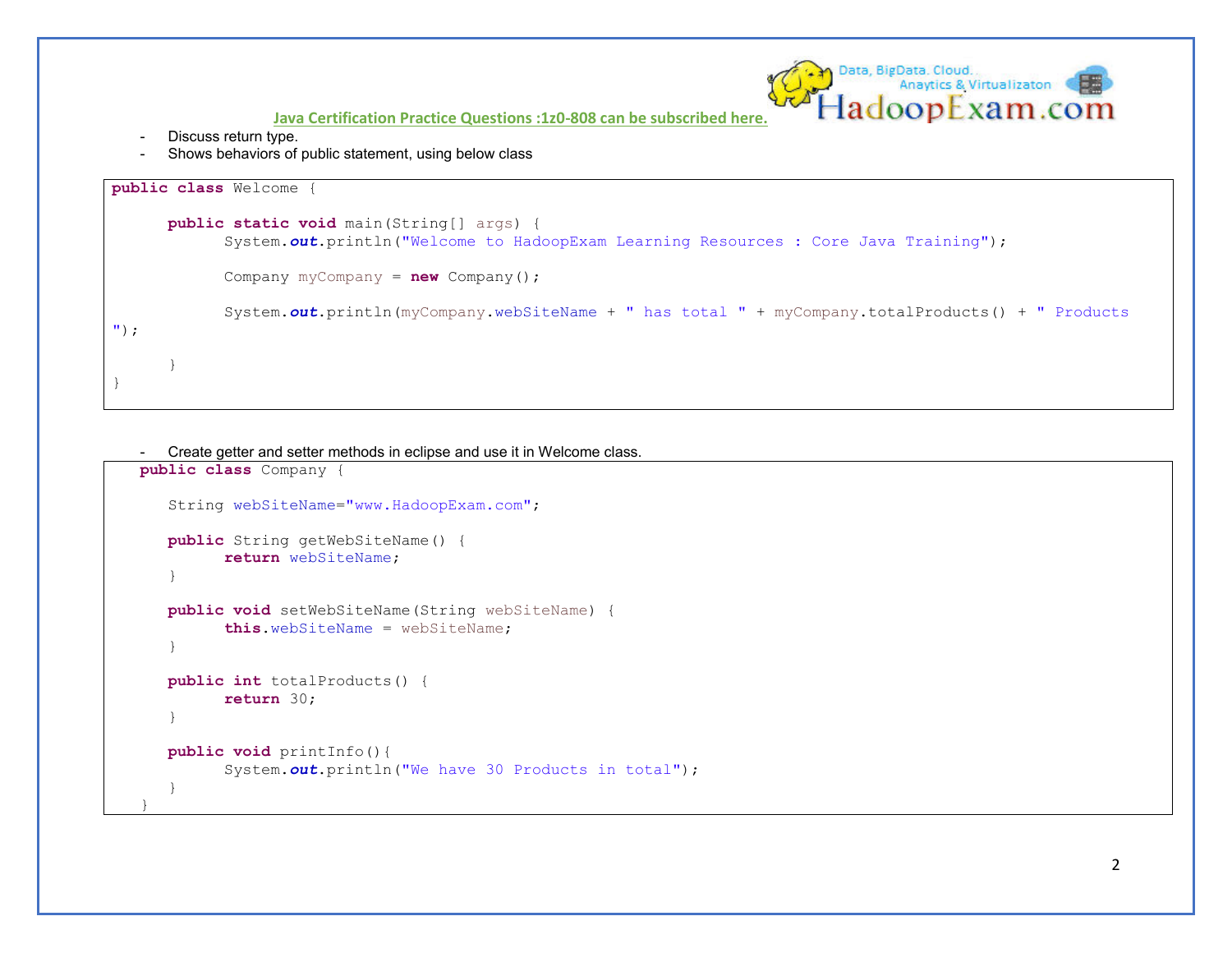- Discuss return type.
- Shows behaviors of public statement, using below class

```
public class Welcome {

      public static void main(String[] args) {
            System.out.println("Welcome to HadoopExam Learning Resources : Core Java Training");

            Company myCompany = new Company();

            System.out.println(myCompany.webSiteName + " has total " + myCompany.totalProducts() + " Products ");

      }
}
```

- Create getter and setter methods in eclipse and use it in Welcome class.

```
public class Company {

      String webSiteName="www.HadoopExam.com";

      public String getWebSiteName() {
            return webSiteName;
      }

      public void setWebSiteName(String webSiteName) {
            this.webSiteName = webSiteName;
      }

      public int totalProducts() {
            return 30;
      }

      public void printInfo(){
            System.out.println("We have 30 Products in total");
      }
}
```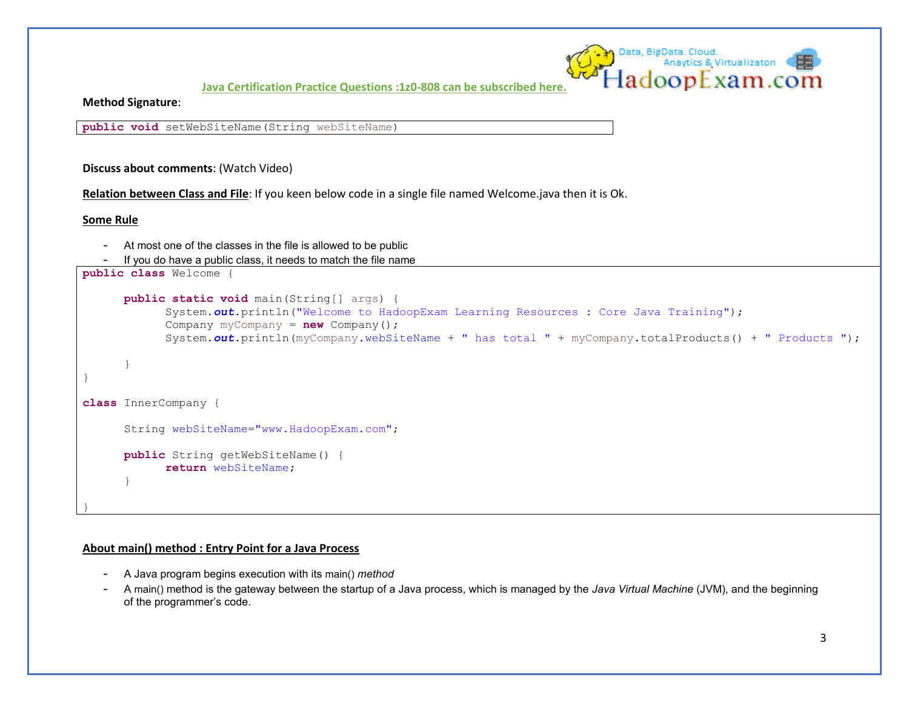[Java Certification Practice Questions :1z0-808 can be subscribed here.]

**Method Signature**:

```
public void setWebSiteName(String webSiteName)
```

**Discuss about comments**: (Watch Video)

**Relation between Class and File**: If you keen below code in a single file named Welcome.java then it is Ok.

**Some Rule**

- At most one of the classes in the file is allowed to be public
- If you do have a public class, it needs to match the file name

```
public class Welcome {

	public static void main(String[] args) {
		System.out.println("Welcome to HadoopExam Learning Resources : Core Java Training");
		Company myCompany = new Company();
		System.out.println(myCompany.webSiteName + " has total " + myCompany.totalProducts() + " Products ");

	}
}

class InnerCompany {

	String webSiteName="www.HadoopExam.com";

	public String getWebSiteName() {
		return webSiteName;
	}

}
```

**About main() method : Entry Point for a Java Process**

- A Java program begins execution with its main() *method*
- A main() method is the gateway between the startup of a Java process, which is managed by the *Java Virtual Machine* (JVM), and the beginning of the programmer's code.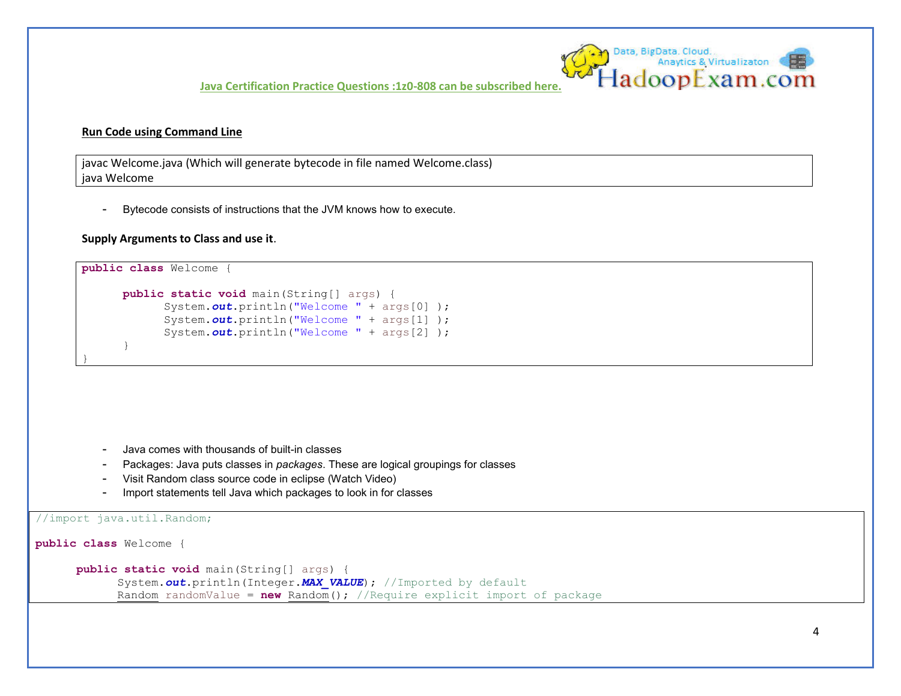**Run Code using Command Line**

```
javac Welcome.java (Which will generate bytecode in file named Welcome.class)
java Welcome
```

- Bytecode consists of instructions that the JVM knows how to execute.

**Supply Arguments to Class and use it**.

```java
public class Welcome {

      public static void main(String[] args) {
            System.out.println("Welcome " + args[0] );
            System.out.println("Welcome " + args[1] );
            System.out.println("Welcome " + args[2] );
      }
}
```

- Java comes with thousands of built-in classes
- Packages: Java puts classes in *packages*. These are logical groupings for classes
- Visit Random class source code in eclipse (Watch Video)
- Import statements tell Java which packages to look in for classes

```java
//import java.util.Random;

public class Welcome {

      public static void main(String[] args) {
            System.out.println(Integer.MAX_VALUE); //Imported by default
            Random randomValue = new Random(); //Require explicit import of package
```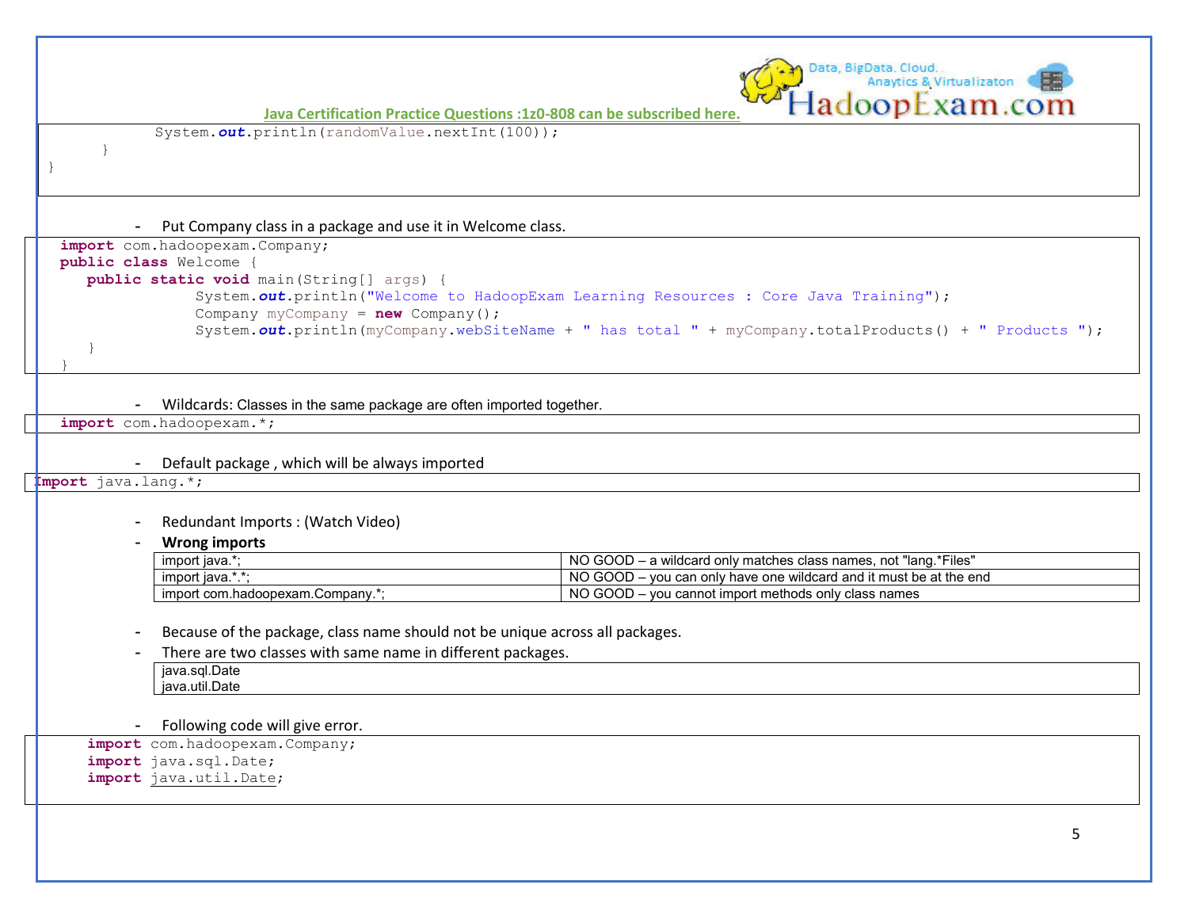```
            System.out.println(randomValue.nextInt(100));
      }
}
```

- Put Company class in a package and use it in Welcome class.

```
import com.hadoopexam.Company;
public class Welcome {
    public static void main(String[] args) {
              System.out.println("Welcome to HadoopExam Learning Resources : Core Java Training");
              Company myCompany = new Company();
              System.out.println(myCompany.webSiteName + " has total " + myCompany.totalProducts() + " Products ");
    }
}
```

- Wildcards: Classes in the same package are often imported together.

```
import com.hadoopexam.*;
```

- Default package , which will be always imported

```
Import java.lang.*;
```

- Redundant Imports : (Watch Video)
- **Wrong imports**

| | |
|---|---|
| import java.*; | NO GOOD – a wildcard only matches class names, not "lang.*Files" |
| import java.*.*; | NO GOOD – you can only have one wildcard and it must be at the end |
| import com.hadoopexam.Company.*; | NO GOOD – you cannot import methods only class names |

- Because of the package, class name should not be unique across all packages.
- There are two classes with same name in different packages.

```
java.sql.Date
java.util.Date
```

- Following code will give error.

```
import com.hadoopexam.Company;
import java.sql.Date;
import java.util.Date;
```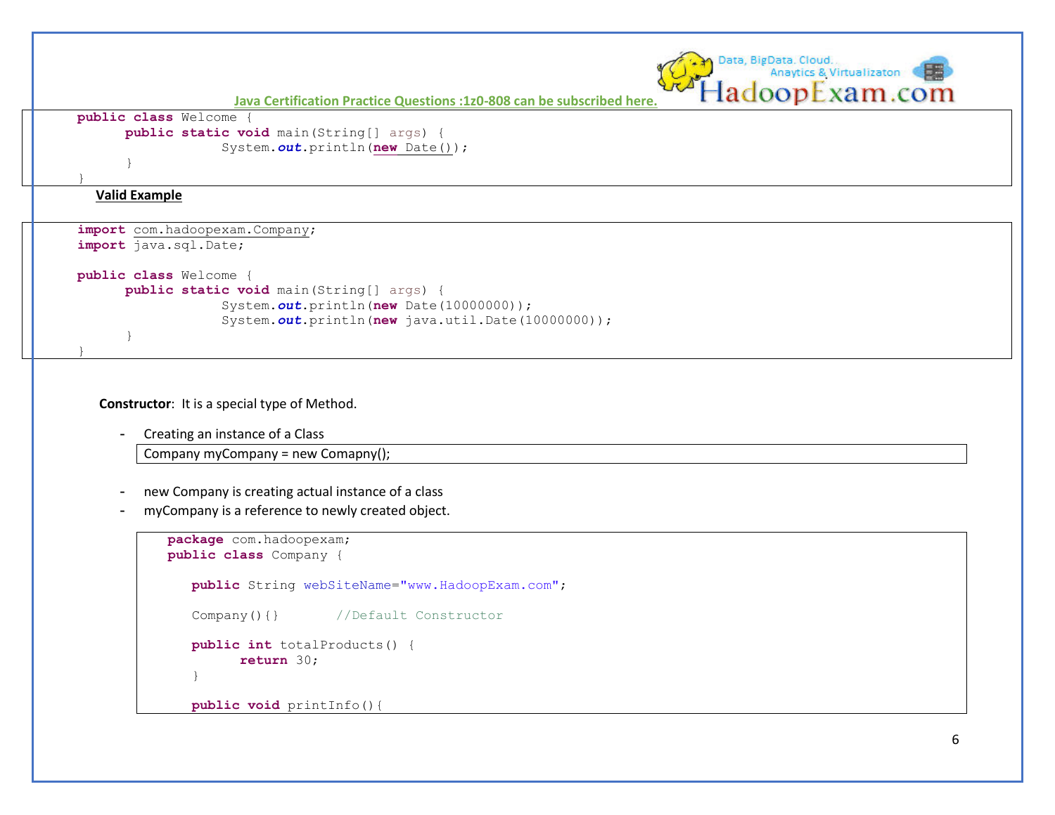Java Certification Practice Questions :1z0-808 can be subscribed here.

```java
public class Welcome {
      public static void main(String[] args) {
                  System.out.println(new Date());
      }
}
```

**Valid Example**

```java
import com.hadoopexam.Company;
import java.sql.Date;

public class Welcome {
      public static void main(String[] args) {
                  System.out.println(new Date(10000000));
                  System.out.println(new java.util.Date(10000000));
      }
}
```

**Constructor**: It is a special type of Method.

- Creating an instance of a Class

```java
Company myCompany = new Comapny();
```

- new Company is creating actual instance of a class
- myCompany is a reference to newly created object.

```java
package com.hadoopexam;
public class Company {

   public String webSiteName="www.HadoopExam.com";

   Company(){}       //Default Constructor

   public int totalProducts() {
         return 30;
   }

   public void printInfo(){
```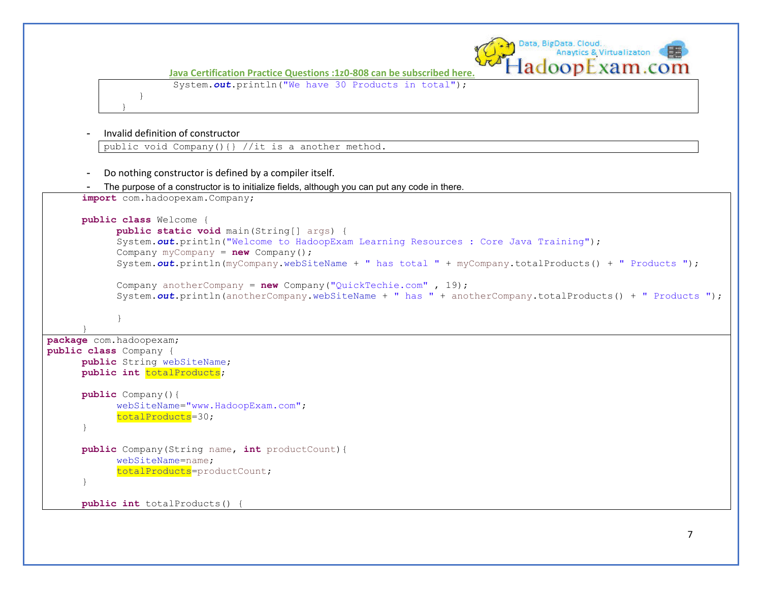```
            System.out.println("We have 30 Products in total");
        }
    }
```

- Invalid definition of constructor

```
public void Company(){} //it is a another method.
```

- Do nothing constructor is defined by a compiler itself.
- The purpose of a constructor is to initialize fields, although you can put any code in there.

```
import com.hadoopexam.Company;

public class Welcome {
      public static void main(String[] args) {
      System.out.println("Welcome to HadoopExam Learning Resources : Core Java Training");
      Company myCompany = new Company();
      System.out.println(myCompany.webSiteName + " has total " + myCompany.totalProducts() + " Products ");

      Company anotherCompany = new Company("QuickTechie.com" , 19);
      System.out.println(anotherCompany.webSiteName + " has " + anotherCompany.totalProducts() + " Products ");

      }
}
```

```
package com.hadoopexam;
public class Company {
      public String webSiteName;
      public int totalProducts;

      public Company(){
            webSiteName="www.HadoopExam.com";
            totalProducts=30;
      }

      public Company(String name, int productCount){
            webSiteName=name;
            totalProducts=productCount;
      }

      public int totalProducts() {
```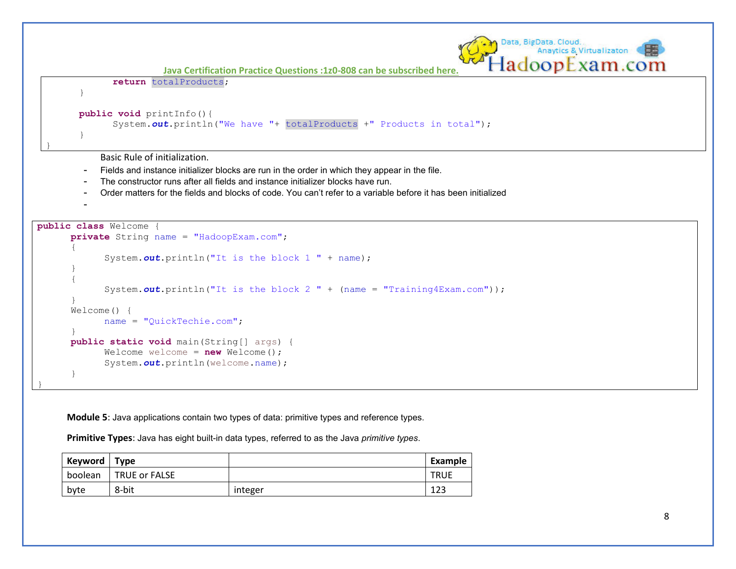```
            return totalProducts;
      }

      public void printInfo(){
            System.out.println("We have "+ totalProducts +" Products in total");
      }
}
```

Basic Rule of initialization.

- Fields and instance initializer blocks are run in the order in which they appear in the file.
- The constructor runs after all fields and instance initializer blocks have run.
- Order matters for the fields and blocks of code. You can't refer to a variable before it has been initialized
-

```
public class Welcome {
      private String name = "HadoopExam.com";
      {
            System.out.println("It is the block 1 " + name);
      }
      {
            System.out.println("It is the block 2 " + (name = "Training4Exam.com"));
      }
      Welcome() {
            name = "QuickTechie.com";
      }
      public static void main(String[] args) {
            Welcome welcome = new Welcome();
            System.out.println(welcome.name);
      }
}
```

**Module 5**: Java applications contain two types of data: primitive types and reference types.

**Primitive Types**: Java has eight built-in data types, referred to as the Java *primitive types*.

| Keyword | Type | | Example |
|---|---|---|---|
| boolean | TRUE or FALSE | | TRUE |
| byte | 8-bit | integer | 123 |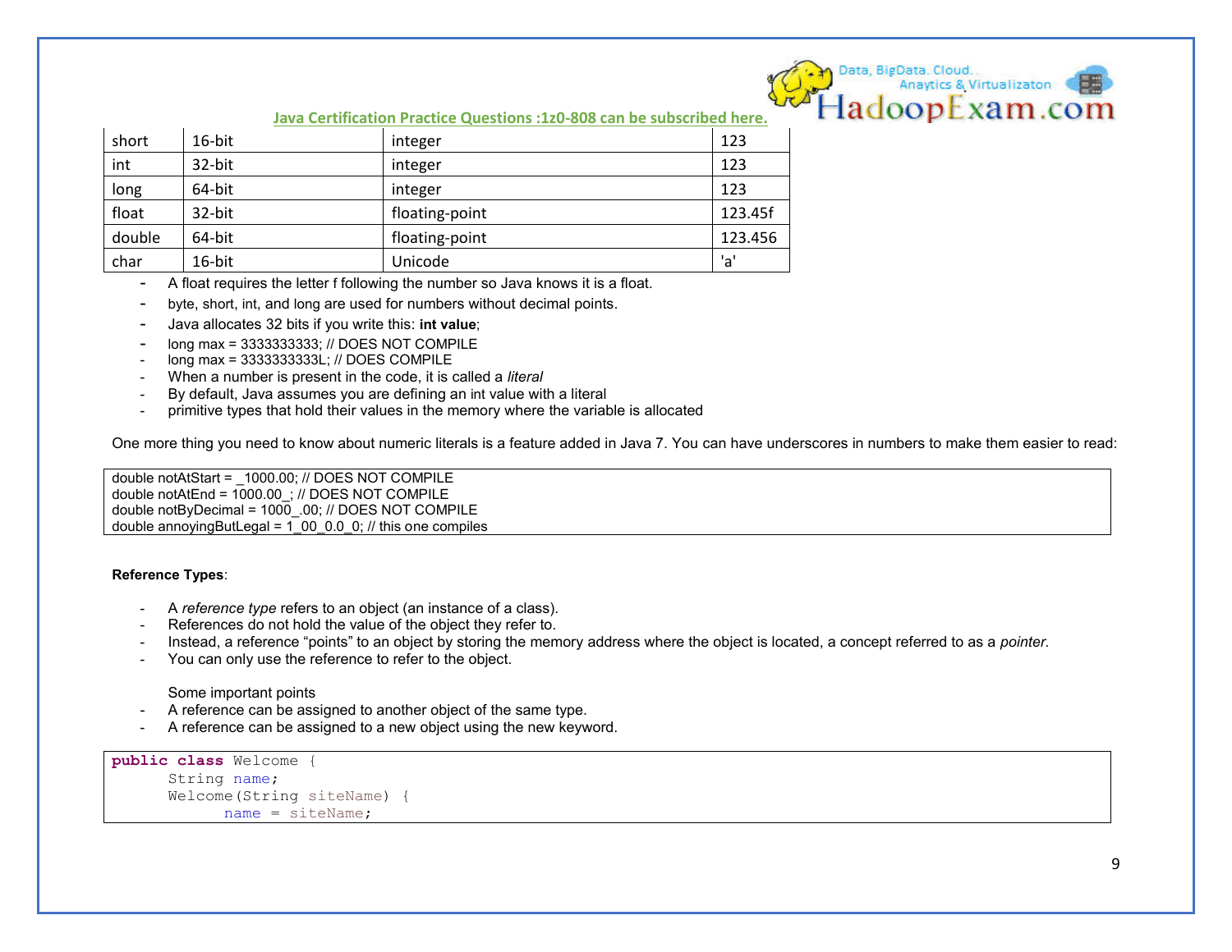Java Certification Practice Questions :1z0-808 can be subscribed here.

| short | 16-bit | integer | 123 |
|---|---|---|---|
| int | 32-bit | integer | 123 |
| long | 64-bit | integer | 123 |
| float | 32-bit | floating-point | 123.45f |
| double | 64-bit | floating-point | 123.456 |
| char | 16-bit | Unicode | 'a' |

- A float requires the letter f following the number so Java knows it is a float.
- byte, short, int, and long are used for numbers without decimal points.
- Java allocates 32 bits if you write this: **int value**;
- long max = 3333333333; // DOES NOT COMPILE
- long max = 3333333333L; // DOES COMPILE
- When a number is present in the code, it is called a *literal*
- By default, Java assumes you are defining an int value with a literal
- primitive types that hold their values in the memory where the variable is allocated

One more thing you need to know about numeric literals is a feature added in Java 7. You can have underscores in numbers to make them easier to read:

```
double notAtStart = _1000.00; // DOES NOT COMPILE
double notAtEnd = 1000.00_; // DOES NOT COMPILE
double notByDecimal = 1000_.00; // DOES NOT COMPILE
double annoyingButLegal = 1_00_0.0_0; // this one compiles
```

**Reference Types**:

- A *reference type* refers to an object (an instance of a class).
- References do not hold the value of the object they refer to.
- Instead, a reference "points" to an object by storing the memory address where the object is located, a concept referred to as a *pointer*.
- You can only use the reference to refer to the object.

Some important points

- A reference can be assigned to another object of the same type.
- A reference can be assigned to a new object using the new keyword.

```
public class Welcome {
      String name;
      Welcome(String siteName) {
            name = siteName;
```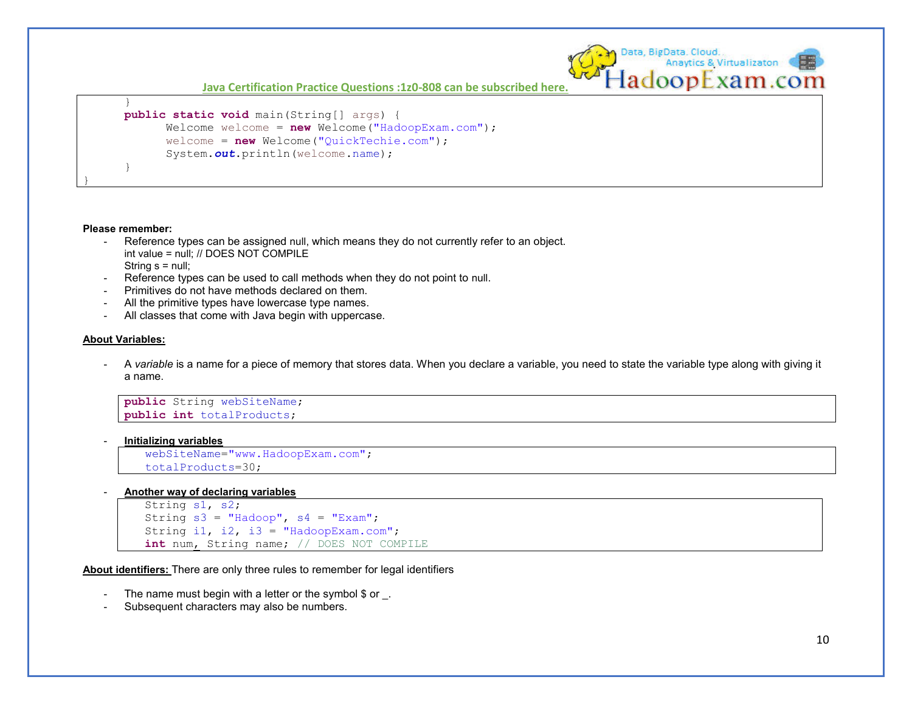```java
	}
	public static void main(String[] args) {
		Welcome welcome = new Welcome("HadoopExam.com");
		welcome = new Welcome("QuickTechie.com");
		System.out.println(welcome.name);
	}
}
```

**Please remember:**

- Reference types can be assigned null, which means they do not currently refer to an object.
  int value = null; // DOES NOT COMPILE
  String s = null;
- Reference types can be used to call methods when they do not point to null.
- Primitives do not have methods declared on them.
- All the primitive types have lowercase type names.
- All classes that come with Java begin with uppercase.

**About Variables:**

- A *variable* is a name for a piece of memory that stores data. When you declare a variable, you need to state the variable type along with giving it a name.

```java
public String webSiteName;
public int totalProducts;
```

- **Initializing variables**

```java
webSiteName="www.HadoopExam.com";
totalProducts=30;
```

- **Another way of declaring variables**

```java
String s1, s2;
String s3 = "Hadoop", s4 = "Exam";
String i1, i2, i3 = "HadoopExam.com";
int num, String name; // DOES NOT COMPILE
```

**About identifiers:** There are only three rules to remember for legal identifiers

- The name must begin with a letter or the symbol $ or _.
- Subsequent characters may also be numbers.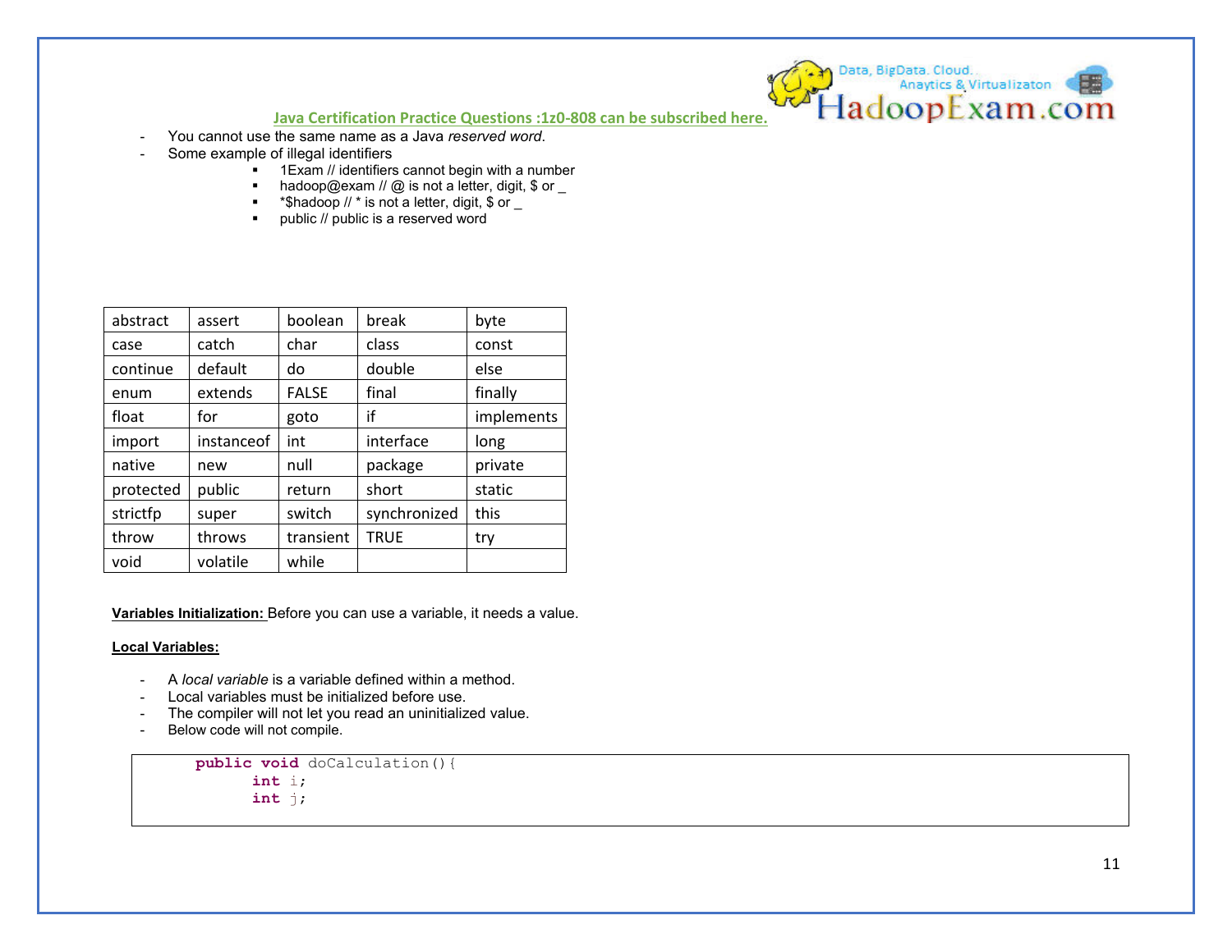- You cannot use the same name as a Java *reserved word*.
- Some example of illegal identifiers
  - 1Exam // identifiers cannot begin with a number
  - hadoop@exam // @ is not a letter, digit, $ or _
  - *$hadoop // * is not a letter, digit, $ or _
  - public // public is a reserved word

| abstract | assert | boolean | break | byte |
|---|---|---|---|---|
| case | catch | char | class | const |
| continue | default | do | double | else |
| enum | extends | FALSE | final | finally |
| float | for | goto | if | implements |
| import | instanceof | int | interface | long |
| native | new | null | package | private |
| protected | public | return | short | static |
| strictfp | super | switch | synchronized | this |
| throw | throws | transient | TRUE | try |
| void | volatile | while | | |

**Variables Initialization:** Before you can use a variable, it needs a value.

**Local Variables:**

- A *local variable* is a variable defined within a method.
- Local variables must be initialized before use.
- The compiler will not let you read an uninitialized value.
- Below code will not compile.

```
public void doCalculation(){
      int i;
      int j;
```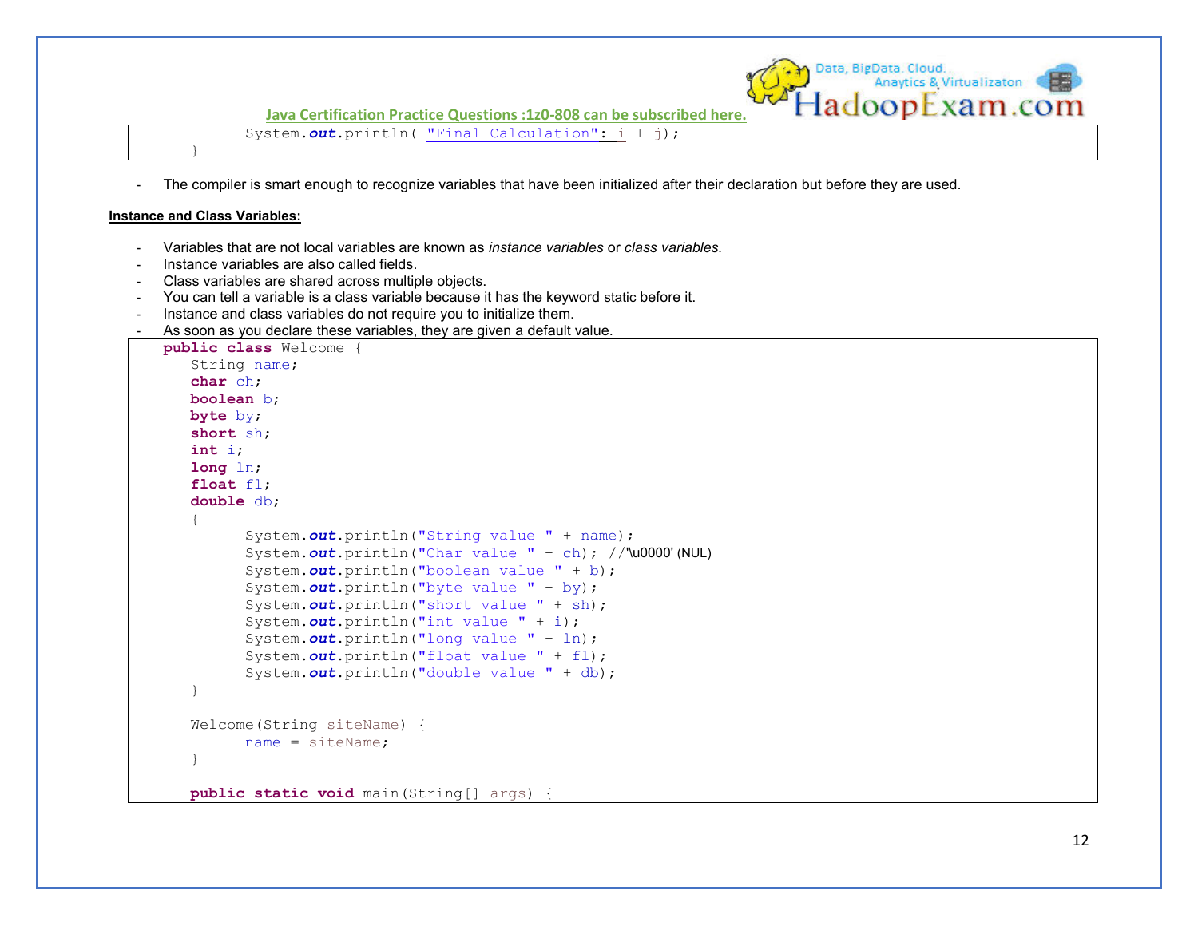```java
            System.out.println( "Final Calculation": i + j);
      }
```

- The compiler is smart enough to recognize variables that have been initialized after their declaration but before they are used.

**Instance and Class Variables:**

- Variables that are not local variables are known as *instance variables* or *class variables.*
- Instance variables are also called fields.
- Class variables are shared across multiple objects.
- You can tell a variable is a class variable because it has the keyword static before it.
- Instance and class variables do not require you to initialize them.
- As soon as you declare these variables, they are given a default value.

```java
public class Welcome {
    String name;
    char ch;
    boolean b;
    byte by;
    short sh;
    int i;
    long ln;
    float fl;
    double db;
    {
          System.out.println("String value " + name);
          System.out.println("Char value " + ch); //'\u0000' (NUL)
          System.out.println("boolean value " + b);
          System.out.println("byte value " + by);
          System.out.println("short value " + sh);
          System.out.println("int value " + i);
          System.out.println("long value " + ln);
          System.out.println("float value " + fl);
          System.out.println("double value " + db);
    }

    Welcome(String siteName) {
          name = siteName;
    }

    public static void main(String[] args) {
```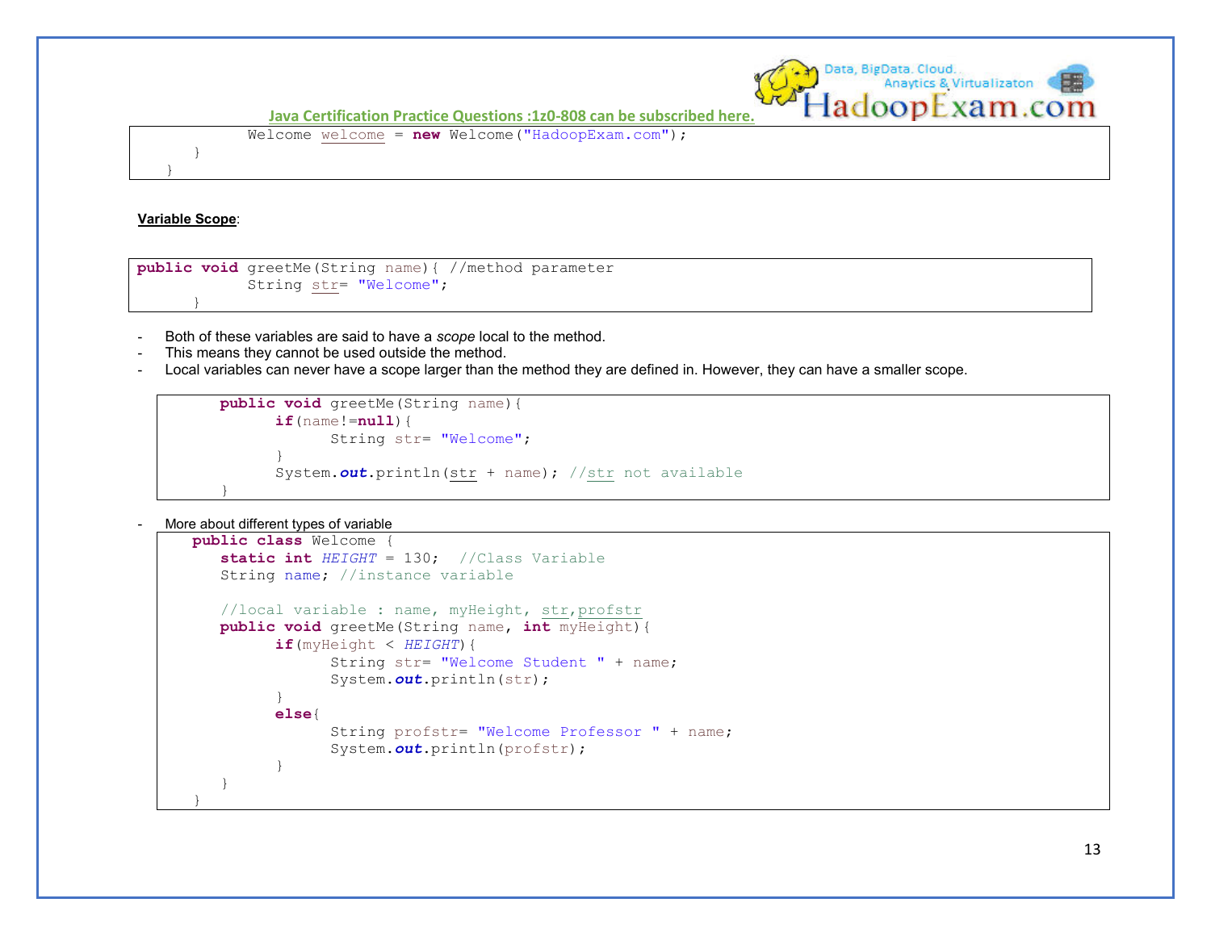```
            Welcome welcome = new Welcome("HadoopExam.com");
        }
    }
```

**Variable Scope**:

```
public void greetMe(String name){ //method parameter
            String str= "Welcome";
        }
```

- Both of these variables are said to have a *scope* local to the method.
- This means they cannot be used outside the method.
- Local variables can never have a scope larger than the method they are defined in. However, they can have a smaller scope.

```
        public void greetMe(String name){
                if(name!=null){
                        String str= "Welcome";
                }
                System.out.println(str + name); //str not available
        }
```

- More about different types of variable

```
    public class Welcome {
        static int HEIGHT = 130;  //Class Variable
        String name; //instance variable

        //local variable : name, myHeight, str,profstr
        public void greetMe(String name, int myHeight){
                if(myHeight < HEIGHT){
                        String str= "Welcome Student " + name;
                        System.out.println(str);
                }
                else{
                        String profstr= "Welcome Professor " + name;
                        System.out.println(profstr);
                }
        }
    }
```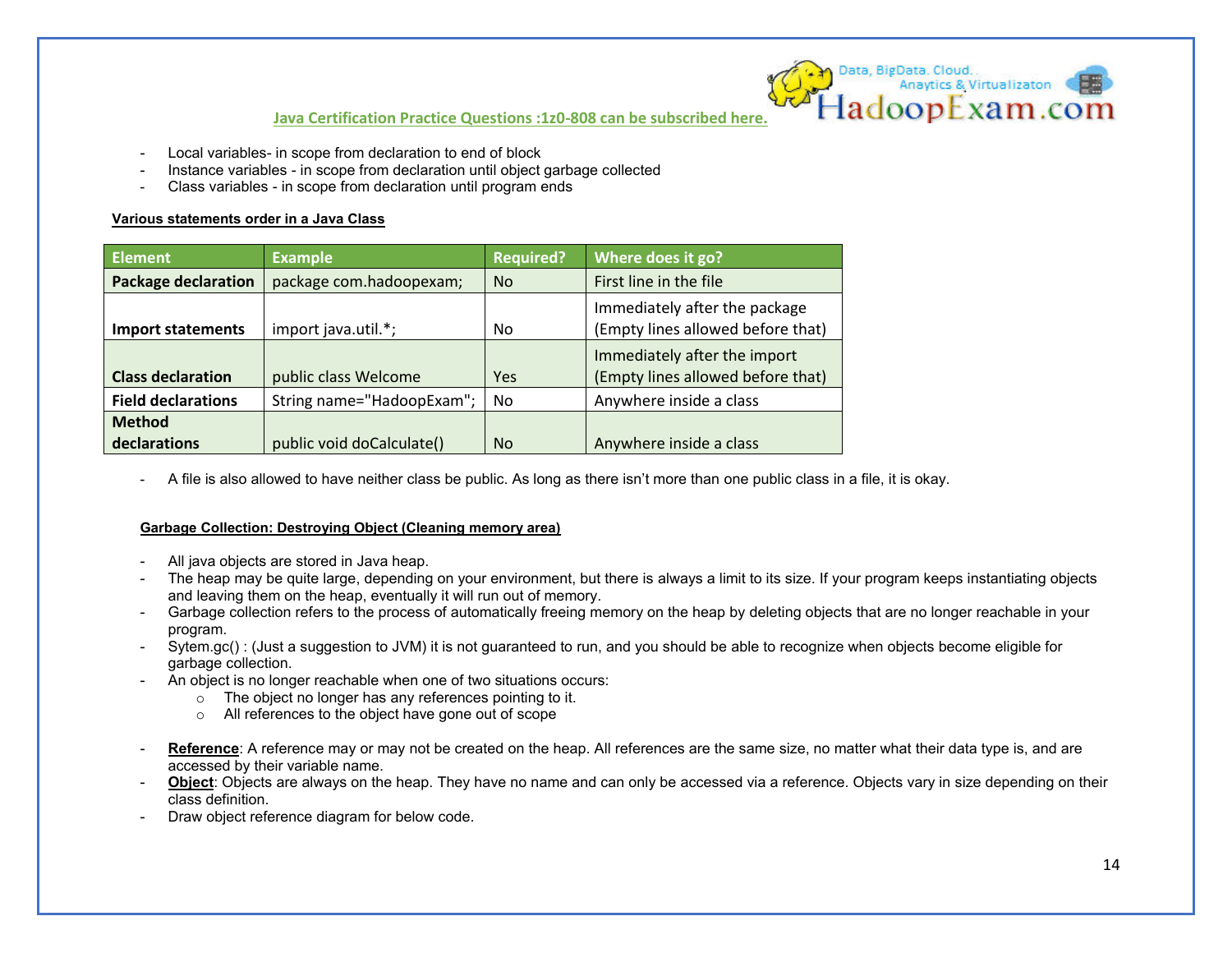Java Certification Practice Questions :1z0-808 can be subscribed here.

- Local variables- in scope from declaration to end of block
- Instance variables - in scope from declaration until object garbage collected
- Class variables - in scope from declaration until program ends

**Various statements order in a Java Class**

| Element | Example | Required? | Where does it go? |
|---|---|---|---|
| **Package declaration** | package com.hadoopexam; | No | First line in the file |
| **Import statements** | import java.util.*; | No | Immediately after the package (Empty lines allowed before that) |
| **Class declaration** | public class Welcome | Yes | Immediately after the import (Empty lines allowed before that) |
| **Field declarations** | String name="HadoopExam"; | No | Anywhere inside a class |
| **Method declarations** | public void doCalculate() | No | Anywhere inside a class |

- A file is also allowed to have neither class be public. As long as there isn't more than one public class in a file, it is okay.

**Garbage Collection: Destroying Object (Cleaning memory area)**

- All java objects are stored in Java heap.
- The heap may be quite large, depending on your environment, but there is always a limit to its size. If your program keeps instantiating objects and leaving them on the heap, eventually it will run out of memory.
- Garbage collection refers to the process of automatically freeing memory on the heap by deleting objects that are no longer reachable in your program.
- Sytem.gc() : (Just a suggestion to JVM) it is not guaranteed to run, and you should be able to recognize when objects become eligible for garbage collection.
- An object is no longer reachable when one of two situations occurs:
  - The object no longer has any references pointing to it.
  - All references to the object have gone out of scope

- **Reference**: A reference may or may not be created on the heap. All references are the same size, no matter what their data type is, and are accessed by their variable name.
- **Object**: Objects are always on the heap. They have no name and can only be accessed via a reference. Objects vary in size depending on their class definition.
- Draw object reference diagram for below code.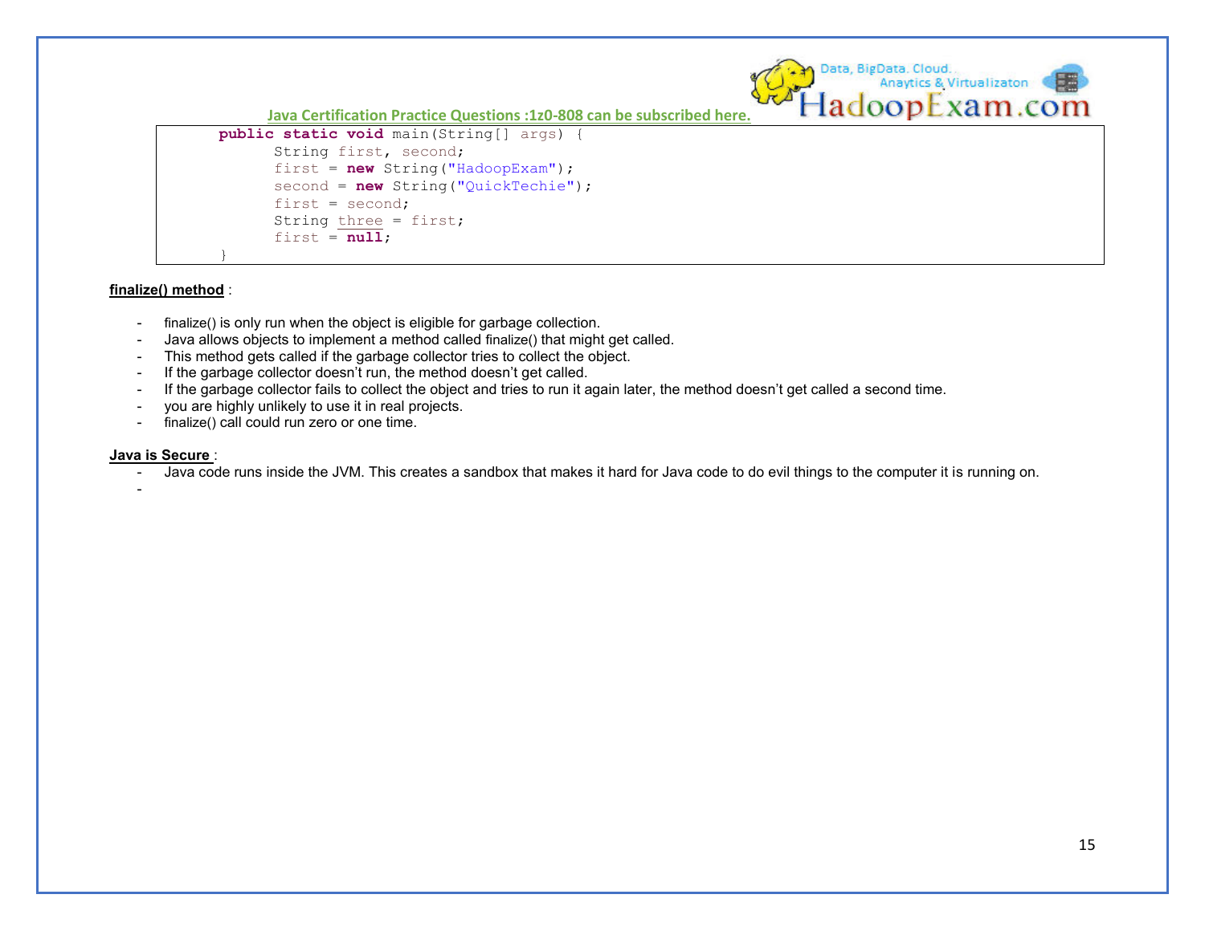```java
public static void main(String[] args) {
      String first, second;
      first = new String("HadoopExam");
      second = new String("QuickTechie");
      first = second;
      String three = first;
      first = null;
}
```

**finalize() method** :

- finalize() is only run when the object is eligible for garbage collection.
- Java allows objects to implement a method called finalize() that might get called.
- This method gets called if the garbage collector tries to collect the object.
- If the garbage collector doesn't run, the method doesn't get called.
- If the garbage collector fails to collect the object and tries to run it again later, the method doesn't get called a second time.
- you are highly unlikely to use it in real projects.
- finalize() call could run zero or one time.

**Java is Secure** :

- Java code runs inside the JVM. This creates a sandbox that makes it hard for Java code to do evil things to the computer it is running on.
-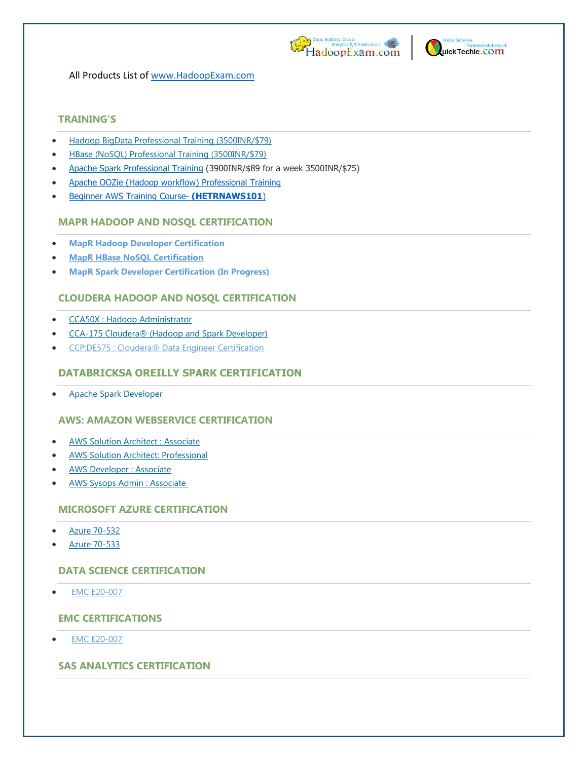All Products List of www.HadoopExam.com

## TRAINING'S

- Hadoop BigData Professional Training (3500INR/$79)
- HBase (NoSQL) Professional Training (3500INR/$79)
- Apache Spark Professional Training (~~3900INR/$89~~ for a week 3500INR/$75)
- Apache OOZie (Hadoop workflow) Professional Training
- Beginner AWS Training Course- **(HETRNAWS101**)

## MAPR HADOOP AND NOSQL CERTIFICATION

- **MapR Hadoop Developer Certification**
- **MapR HBase NoSQL Certification**
- **MapR Spark Developer Certification (In Progress)**

## CLOUDERA HADOOP AND NOSQL CERTIFICATION

- CCA50X : Hadoop Administrator
- CCA-175 Cloudera® (Hadoop and Spark Developer)
- CCP:DE575 : Cloudera® Data Engineer Certification

## DATABRICKSA OREILLY SPARK CERTIFICATION

- Apache Spark Developer

## AWS: AMAZON WEBSERVICE CERTIFICATION

- AWS Solution Architect : Associate
- AWS Solution Architect: Professional
- AWS Developer : Associate
- AWS Sysops Admin : Associate

## MICROSOFT AZURE CERTIFICATION

- Azure 70-532
- Azure 70-533

## DATA SCIENCE CERTIFICATION

- EMC E20-007

## EMC CERTIFICATIONS

- EMC E20-007

## SAS ANALYTICS CERTIFICATION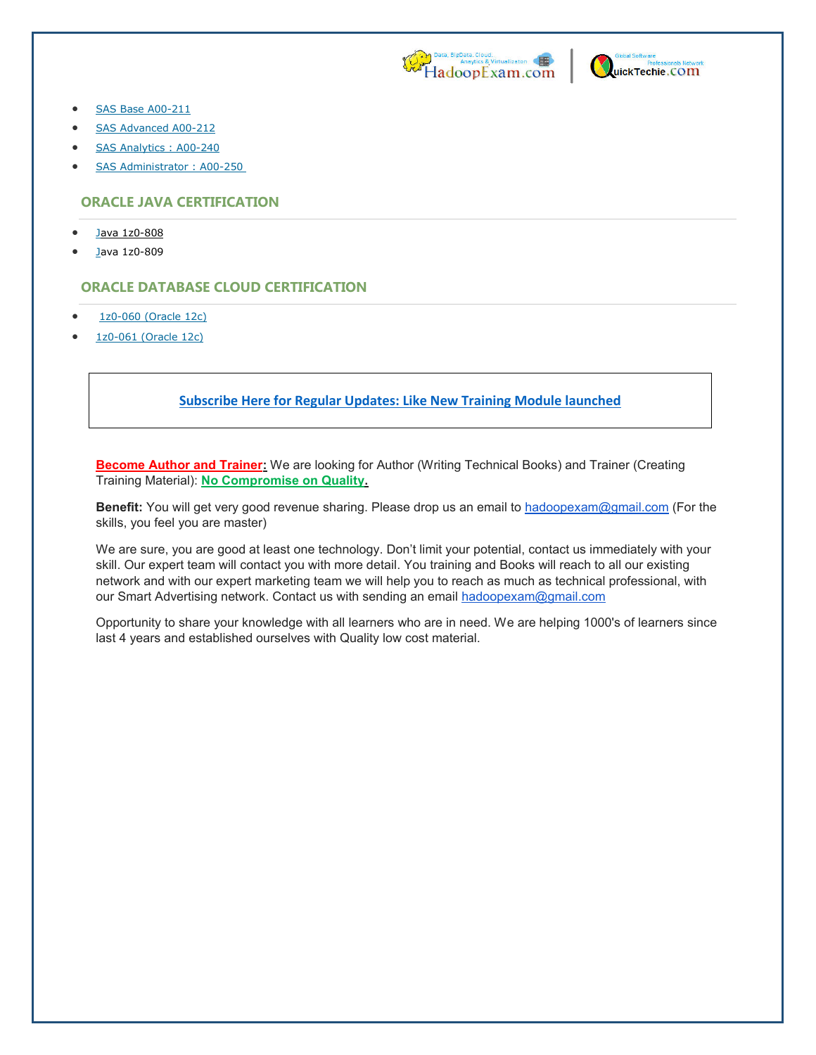- SAS Base A00-211
- SAS Advanced A00-212
- SAS Analytics : A00-240
- SAS Administrator : A00-250

## ORACLE JAVA CERTIFICATION

- Java 1z0-808
- Java 1z0-809

## ORACLE DATABASE CLOUD CERTIFICATION

- 1z0-060 (Oracle 12c)
- 1z0-061 (Oracle 12c)

**Subscribe Here for Regular Updates: Like New Training Module launched**

**Become Author and Trainer:** We are looking for Author (Writing Technical Books) and Trainer (Creating Training Material): **No Compromise on Quality.**

**Benefit:** You will get very good revenue sharing. Please drop us an email to hadoopexam@gmail.com (For the skills, you feel you are master)

We are sure, you are good at least one technology. Don't limit your potential, contact us immediately with your skill. Our expert team will contact you with more detail. You training and Books will reach to all our existing network and with our expert marketing team we will help you to reach as much as technical professional, with our Smart Advertising network. Contact us with sending an email hadoopexam@gmail.com

Opportunity to share your knowledge with all learners who are in need. We are helping 1000's of learners since last 4 years and established ourselves with Quality low cost material.